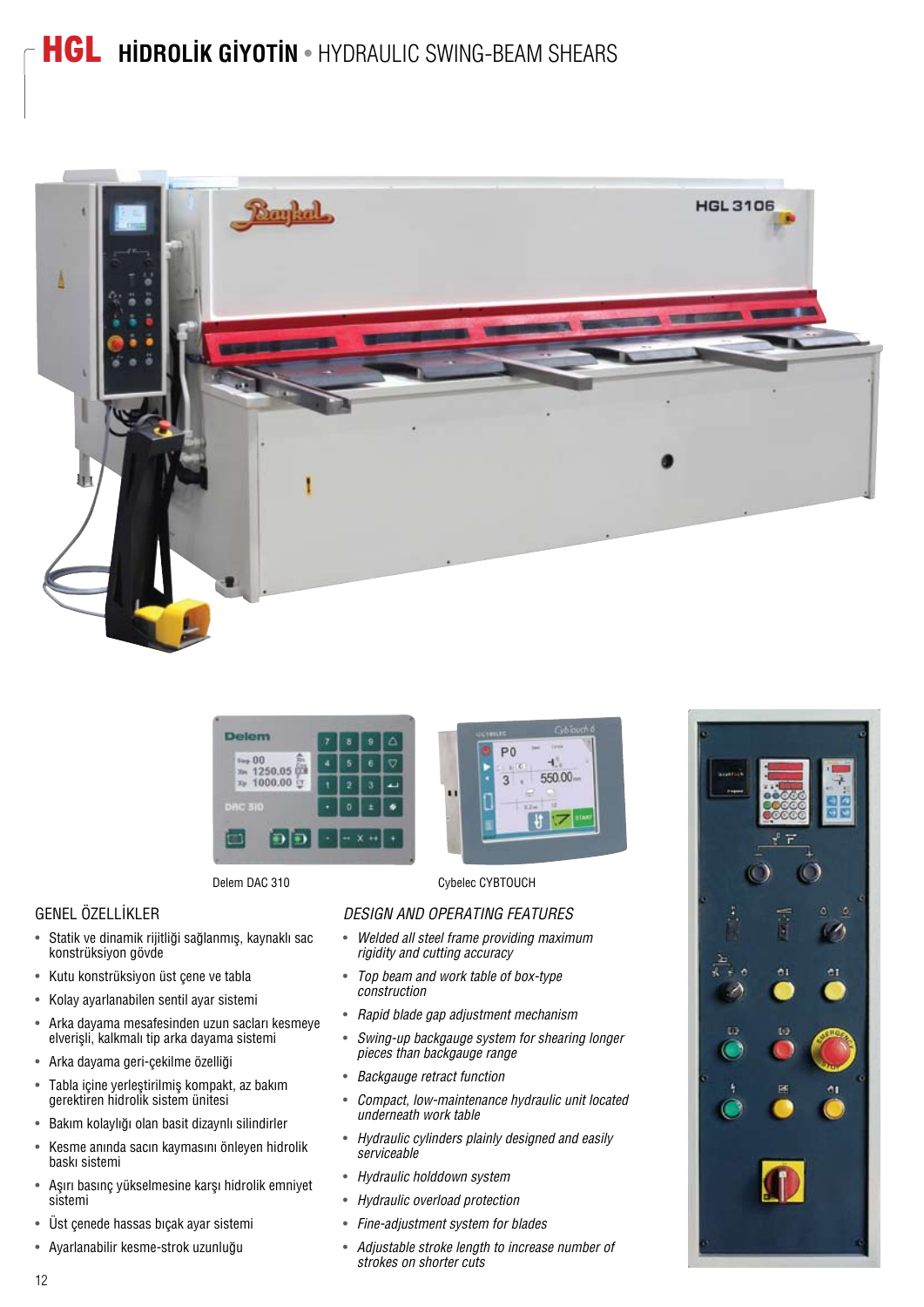# HGL HİDROLİK GİYOTİN • HYDRAULIC SWING-BEAM SHEARS

Delem DAC 310

Cybelec CYBTOUCH

## GENEL ÖZELLİKLER

- Statik ve dinamik rijitliği sağlanmış, kaynaklı sac konstrüksiyon gövde
- Kutu konstrüksiyon üst çene ve tabla
- Kolay ayarlanabilen sentil ayar sistemi
- Arka dayama mesafesinden uzun sacları kesmeye elverişli, kalkmalı tip arka dayama sistemi
- Arka dayama geri-çekilme özelliği
- Tabla içine yerleştirilmiş kompakt, az bakım gerektiren hidrolik sistem ünitesi
- Bakım kolaylığı olan basit dizaynlı silindirler
- Kesme anında sacın kaymasını önleyen hidrolik baskı sistemi
- Aşırı basınç yükselmesine karşı hidrolik emniyet sistemi
- Üst çenede hassas bıçak ayar sistemi
- Ayarlanabilir kesme-strok uzunluğu

## *DESIGN AND OPERATING FEATURES*

- *Welded all steel frame providing maximum rigidity and cutting accuracy*
- *Top beam and work table of box-type construction*
- *Rapid blade gap adjustment mechanism*
- *Swing-up backgauge system for shearing longer pieces than backgauge range*
- *Backgauge retract function*
- *Compact, low-maintenance hydraulic unit located underneath work table*
- *Hydraulic cylinders plainly designed and easily serviceable*
- *Hydraulic holddown system*
- *Hydraulic overload protection*
- *Fine-adjustment system for blades*
- *Adjustable stroke length to increase number of strokes on shorter cuts*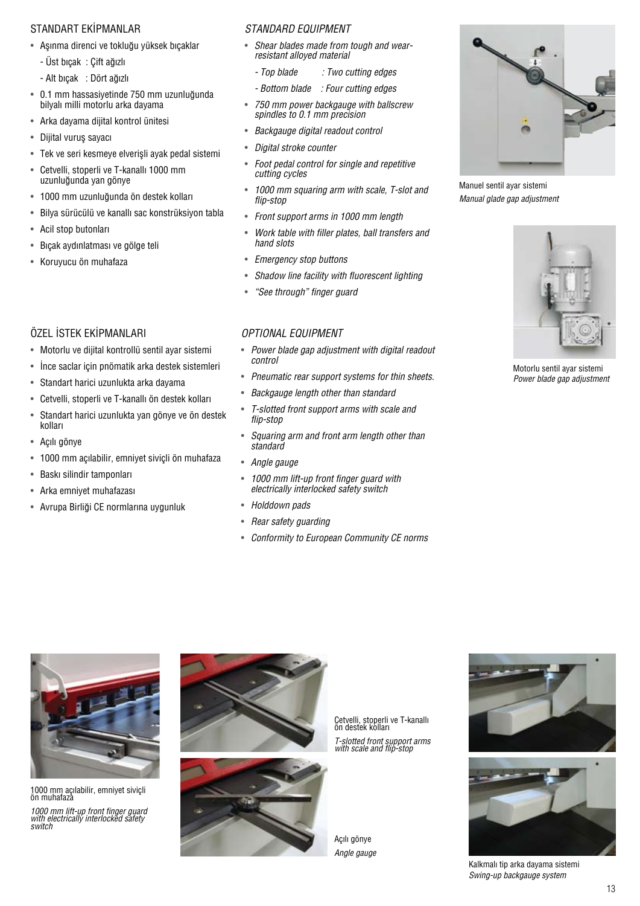## STANDART EKİPMANLAR

- Aşınma direnci ve tokluğu yüksek bıçaklar
  - Üst bıçak : Çift ağızlı
  - Alt bıçak : Dört ağızlı
- 0.1 mm hassasiyetinde 750 mm uzunluğunda bilyalı milli motorlu arka dayama
- Arka dayama dijital kontrol ünitesi
- Dijital vuruş sayacı
- Tek ve seri kesmeye elverişli ayak pedal sistemi
- Cetvelli, stoperli ve T-kanallı 1000 mm uzunluğunda yan gönye
- 1000 mm uzunluğunda ön destek kolları
- Bilya sürücülü ve kanallı sac konstrüksiyon tabla
- Acil stop butonları
- Bıçak aydınlatması ve gölge teli
- Koruyucu ön muhafaza

## *STANDARD EQUIPMENT*

- *Shear blades made from tough and wear-resistant alloyed material*
  - *Top blade : Two cutting edges*
  - *Bottom blade : Four cutting edges*
- *750 mm power backgauge with ballscrew spindles to 0.1 mm precision*
- *Backgauge digital readout control*
- *Digital stroke counter*
- *Foot pedal control for single and repetitive cutting cycles*
- *1000 mm squaring arm with scale, T-slot and flip-stop*
- *Front support arms in 1000 mm length*
- *Work table with filler plates, ball transfers and hand slots*
- *Emergency stop buttons*
- *Shadow line facility with fluorescent lighting*
- *"See through" finger guard*

Manuel sentil ayar sistemi
*Manual glade gap adjustment*

Motorlu sentil ayar sistemi
*Power blade gap adjustment*

## ÖZEL İSTEK EKİPMANLARI

- Motorlu ve dijital kontrollü sentil ayar sistemi
- İnce saclar için pnömatik arka destek sistemleri
- Standart harici uzunlukta arka dayama
- Cetvelli, stoperli ve T-kanallı ön destek kolları
- Standart harici uzunlukta yan gönye ve ön destek kolları
- Açılı gönye
- 1000 mm açılabilir, emniyet siviçli ön muhafaza
- Baskı silindir tamponları
- Arka emniyet muhafazası
- Avrupa Birliği CE normlarına uygunluk

## *OPTIONAL EQUIPMENT*

- *Power blade gap adjustment with digital readout control*
- *Pneumatic rear support systems for thin sheets.*
- *Backgauge length other than standard*
- *T-slotted front support arms with scale and flip-stop*
- *Squaring arm and front arm length other than standard*
- *Angle gauge*
- *1000 mm lift-up front finger guard with electrically interlocked safety switch*
- *Holddown pads*
- *Rear safety guarding*
- *Conformity to European Community CE norms*

1000 mm açılabilir, emniyet siviçli ön muhafaza
*1000 mm lift-up front finger guard with electrically interlocked safety switch*

Cetvelli, stoperli ve T-kanallı ön destek kolları
*T-slotted front support arms with scale and flip-stop*

Açılı gönye
*Angle gauge*

Kalkmalı tip arka dayama sistemi
*Swing-up backgauge system*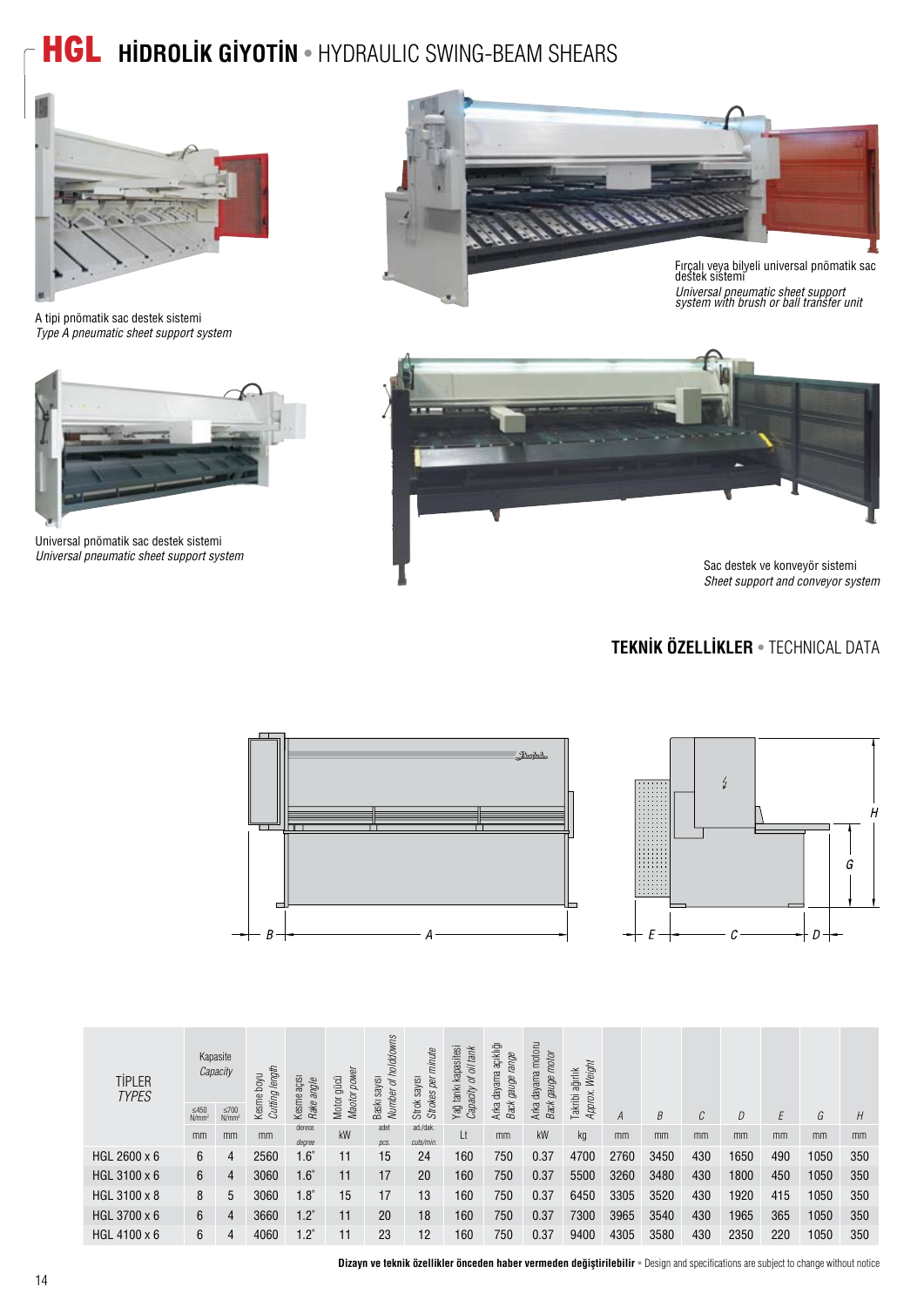# HGL HİDROLİK GİYOTİN • HYDRAULIC SWING-BEAM SHEARS

A tipi pnömatik sac destek sistemi
*Type A pneumatic sheet support system*

Fırçalı veya bilyeli universal pnömatik sac destek sistemi
*Universal pneumatic sheet support system with brush or ball transfer unit*

Universal pnömatik sac destek sistemi
*Universal pneumatic sheet support system*

Sac destek ve konveyör sistemi
*Sheet support and conveyor system*

## TEKNİK ÖZELLİKLER • TECHNICAL DATA

B
A
E
C
D
H
G

| TİPLER *TYPES* | Kapasite *Capacity* ≤450 N/mm² | ≤700 N/mm² | Kesme boyu *Cutting length* | Kesme açısı *Rake angle* | Motor gücü *Maotor power* | Baskı sayısı *Number of holddowns* | Strok sayısı *Strokes per minute* | Yağ tankı kapasitesi *Capacity of oil tank* | Arka dayama açıklığı *Back gauge range* | Arka dayama motoru *Back gauge motor* | Takribi ağırlık *Approx. Weight* | A | B | C | D | E | G | H |
|---|---|---|---|---|---|---|---|---|---|---|---|---|---|---|---|---|---|---|
| | mm | mm | mm | derece *degree* | kW | adet *pcs.* | ad./dak. *cuts/min.* | Lt | mm | kW | kg | mm | mm | mm | mm | mm | mm | mm |
| HGL 2600 x 6 | 6 | 4 | 2560 | 1.6˚ | 11 | 15 | 24 | 160 | 750 | 0.37 | 4700 | 2760 | 3450 | 430 | 1650 | 490 | 1050 | 350 |
| HGL 3100 x 6 | 6 | 4 | 3060 | 1.6˚ | 11 | 17 | 20 | 160 | 750 | 0.37 | 5500 | 3260 | 3480 | 430 | 1800 | 450 | 1050 | 350 |
| HGL 3100 x 8 | 8 | 5 | 3060 | 1.8˚ | 15 | 17 | 13 | 160 | 750 | 0.37 | 6450 | 3305 | 3520 | 430 | 1920 | 415 | 1050 | 350 |
| HGL 3700 x 6 | 6 | 4 | 3660 | 1.2˚ | 11 | 20 | 18 | 160 | 750 | 0.37 | 7300 | 3965 | 3540 | 430 | 1965 | 365 | 1050 | 350 |
| HGL 4100 x 6 | 6 | 4 | 4060 | 1.2˚ | 11 | 23 | 12 | 160 | 750 | 0.37 | 9400 | 4305 | 3580 | 430 | 2350 | 220 | 1050 | 350 |

**Dizayn ve teknik özellikler önceden haber vermeden değiştirilebilir** • Design and specifications are subject to change without notice